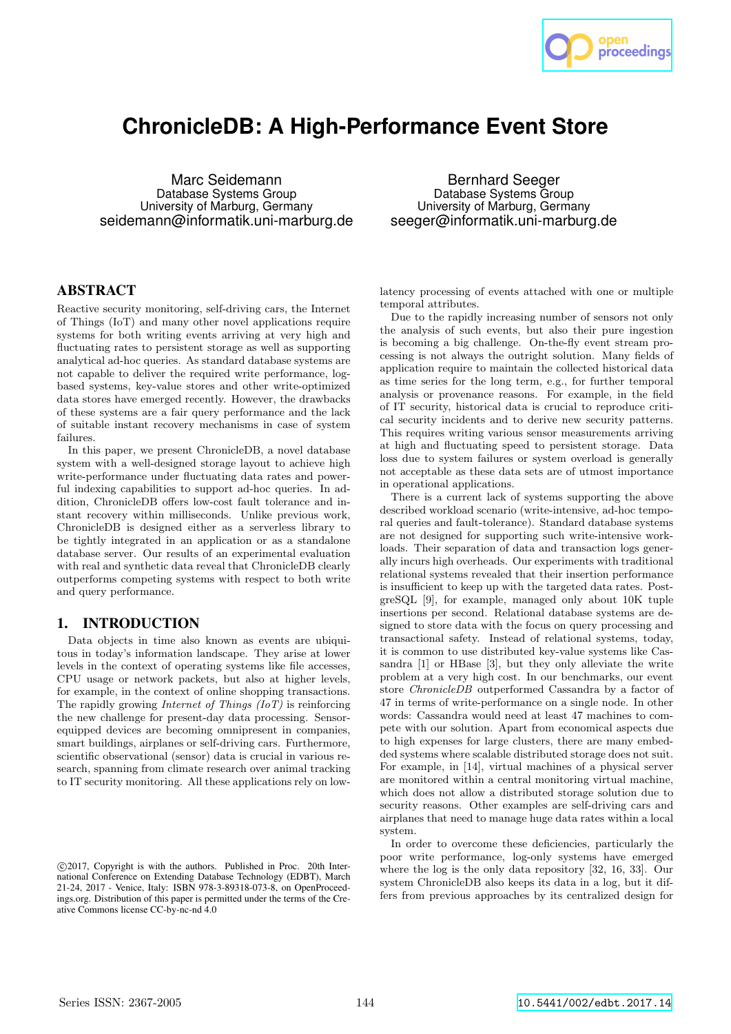# ChronicleDB: A High-Performance Event Store

Marc Seidemann
Database Systems Group
University of Marburg, Germany
seidemann@informatik.uni-marburg.de

Bernhard Seeger
Database Systems Group
University of Marburg, Germany
seeger@informatik.uni-marburg.de

## ABSTRACT

Reactive security monitoring, self-driving cars, the Internet of Things (IoT) and many other novel applications require systems for both writing events arriving at very high and fluctuating rates to persistent storage as well as supporting analytical ad-hoc queries. As standard database systems are not capable to deliver the required write performance, log-based systems, key-value stores and other write-optimized data stores have emerged recently. However, the drawbacks of these systems are a fair query performance and the lack of suitable instant recovery mechanisms in case of system failures.

In this paper, we present ChronicleDB, a novel database system with a well-designed storage layout to achieve high write-performance under fluctuating data rates and powerful indexing capabilities to support ad-hoc queries. In addition, ChronicleDB offers low-cost fault tolerance and instant recovery within milliseconds. Unlike previous work, ChronicleDB is designed either as a serverless library to be tightly integrated in an application or as a standalone database server. Our results of an experimental evaluation with real and synthetic data reveal that ChronicleDB clearly outperforms competing systems with respect to both write and query performance.

## 1. INTRODUCTION

Data objects in time also known as events are ubiquitous in today's information landscape. They arise at lower levels in the context of operating systems like file accesses, CPU usage or network packets, but also at higher levels, for example, in the context of online shopping transactions. The rapidly growing *Internet of Things (IoT)* is reinforcing the new challenge for present-day data processing. Sensor-equipped devices are becoming omnipresent in companies, smart buildings, airplanes or self-driving cars. Furthermore, scientific observational (sensor) data is crucial in various research, spanning from climate research over animal tracking to IT security monitoring. All these applications rely on low-latency processing of events attached with one or multiple temporal attributes.

Due to the rapidly increasing number of sensors not only the analysis of such events, but also their pure ingestion is becoming a big challenge. On-the-fly event stream processing is not always the outright solution. Many fields of application require to maintain the collected historical data as time series for the long term, e.g., for further temporal analysis or provenance reasons. For example, in the field of IT security, historical data is crucial to reproduce critical security incidents and to derive new security patterns. This requires writing various sensor measurements arriving at high and fluctuating speed to persistent storage. Data loss due to system failures or system overload is generally not acceptable as these data sets are of utmost importance in operational applications.

There is a current lack of systems supporting the above described workload scenario (write-intensive, ad-hoc temporal queries and fault-tolerance). Standard database systems are not designed for supporting such write-intensive workloads. Their separation of data and transaction logs generally incurs high overheads. Our experiments with traditional relational systems revealed that their insertion performance is insufficient to keep up with the targeted data rates. PostgreSQL [9], for example, managed only about 10K tuple insertions per second. Relational database systems are designed to store data with the focus on query processing and transactional safety. Instead of relational systems, today, it is common to use distributed key-value systems like Cassandra [1] or HBase [3], but they only alleviate the write problem at a very high cost. In our benchmarks, our event store *ChronicleDB* outperformed Cassandra by a factor of 47 in terms of write-performance on a single node. In other words: Cassandra would need at least 47 machines to compete with our solution. Apart from economical aspects due to high expenses for large clusters, there are many embedded systems where scalable distributed storage does not suit. For example, in [14], virtual machines of a physical server are monitored within a central monitoring virtual machine, which does not allow a distributed storage solution due to security reasons. Other examples are self-driving cars and airplanes that need to manage huge data rates within a local system.

In order to overcome these deficiencies, particularly the poor write performance, log-only systems have emerged where the log is the only data repository [32, 16, 33]. Our system ChronicleDB also keeps its data in a log, but it differs from previous approaches by its centralized design for

©2017, Copyright is with the authors. Published in Proc. 20th International Conference on Extending Database Technology (EDBT), March 21-24, 2017 - Venice, Italy: ISBN 978-3-89318-073-8, on OpenProceedings.org. Distribution of this paper is permitted under the terms of the Creative Commons license CC-by-nc-nd 4.0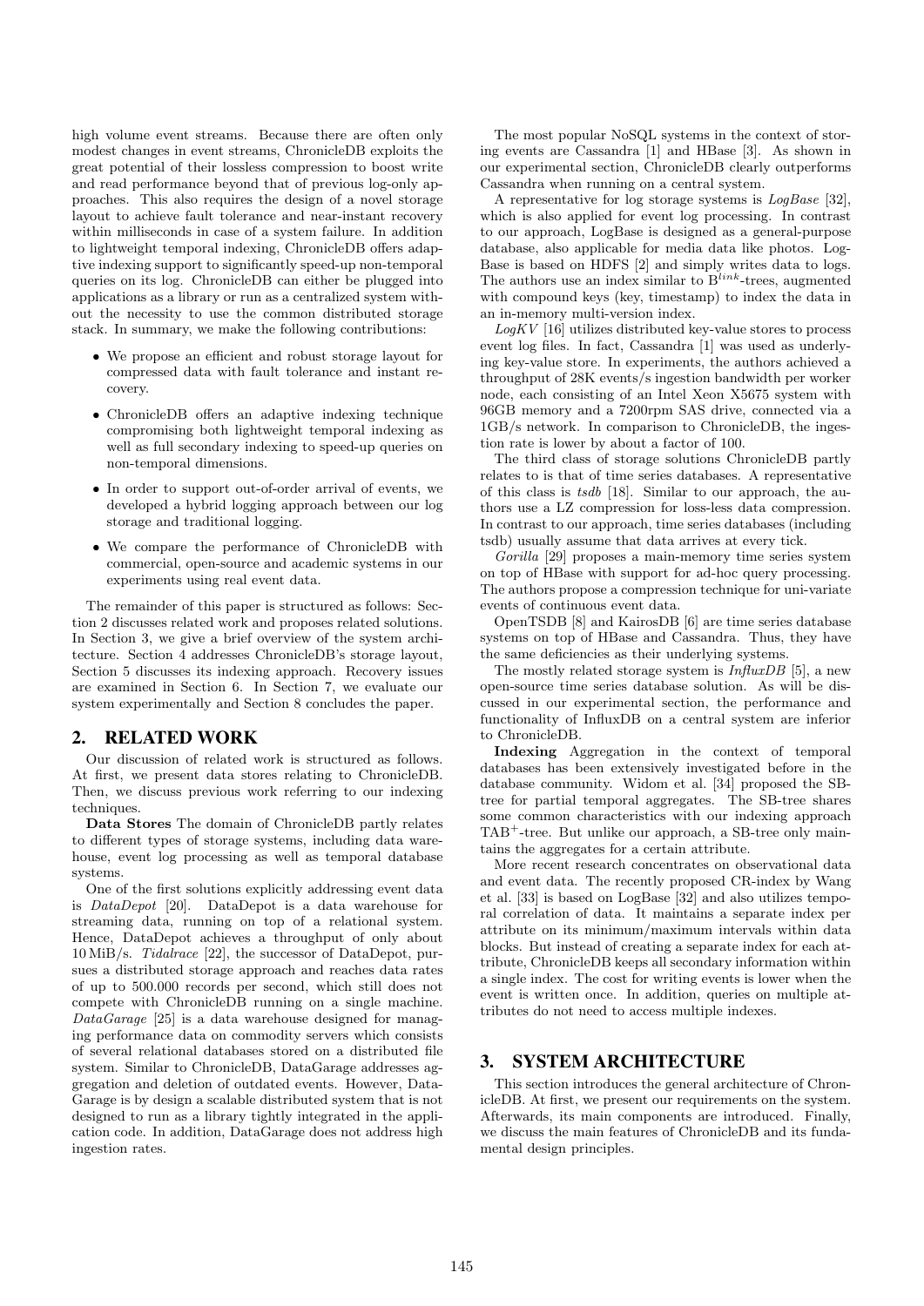high volume event streams. Because there are often only modest changes in event streams, ChronicleDB exploits the great potential of their lossless compression to boost write and read performance beyond that of previous log-only approaches. This also requires the design of a novel storage layout to achieve fault tolerance and near-instant recovery within milliseconds in case of a system failure. In addition to lightweight temporal indexing, ChronicleDB offers adaptive indexing support to significantly speed-up non-temporal queries on its log. ChronicleDB can either be plugged into applications as a library or run as a centralized system without the necessity to use the common distributed storage stack. In summary, we make the following contributions:

- We propose an efficient and robust storage layout for compressed data with fault tolerance and instant recovery.
- ChronicleDB offers an adaptive indexing technique compromising both lightweight temporal indexing as well as full secondary indexing to speed-up queries on non-temporal dimensions.
- In order to support out-of-order arrival of events, we developed a hybrid logging approach between our log storage and traditional logging.
- We compare the performance of ChronicleDB with commercial, open-source and academic systems in our experiments using real event data.

The remainder of this paper is structured as follows: Section 2 discusses related work and proposes related solutions. In Section 3, we give a brief overview of the system architecture. Section 4 addresses ChronicleDB's storage layout, Section 5 discusses its indexing approach. Recovery issues are examined in Section 6. In Section 7, we evaluate our system experimentally and Section 8 concludes the paper.

## 2. RELATED WORK

Our discussion of related work is structured as follows. At first, we present data stores relating to ChronicleDB. Then, we discuss previous work referring to our indexing techniques.

**Data Stores** The domain of ChronicleDB partly relates to different types of storage systems, including data warehouse, event log processing as well as temporal database systems.

One of the first solutions explicitly addressing event data is *DataDepot* [20]. DataDepot is a data warehouse for streaming data, running on top of a relational system. Hence, DataDepot achieves a throughput of only about 10 MiB/s. *Tidalrace* [22], the successor of DataDepot, pursues a distributed storage approach and reaches data rates of up to 500.000 records per second, which still does not compete with ChronicleDB running on a single machine. *DataGarage* [25] is a data warehouse designed for managing performance data on commodity servers which consists of several relational databases stored on a distributed file system. Similar to ChronicleDB, DataGarage addresses aggregation and deletion of outdated events. However, DataGarage is by design a scalable distributed system that is not designed to run as a library tightly integrated in the application code. In addition, DataGarage does not address high ingestion rates.

The most popular NoSQL systems in the context of storing events are Cassandra [1] and HBase [3]. As shown in our experimental section, ChronicleDB clearly outperforms Cassandra when running on a central system.

A representative for log storage systems is *LogBase* [32], which is also applied for event log processing. In contrast to our approach, LogBase is designed as a general-purpose database, also applicable for media data like photos. LogBase is based on HDFS [2] and simply writes data to logs. The authors use an index similar to $B^{link}$-trees, augmented with compound keys (key, timestamp) to index the data in an in-memory multi-version index.

*LogKV* [16] utilizes distributed key-value stores to process event log files. In fact, Cassandra [1] was used as underlying key-value store. In experiments, the authors achieved a throughput of 28K events/s ingestion bandwidth per worker node, each consisting of an Intel Xeon X5675 system with 96GB memory and a 7200rpm SAS drive, connected via a 1GB/s network. In comparison to ChronicleDB, the ingestion rate is lower by about a factor of 100.

The third class of storage solutions ChronicleDB partly relates to is that of time series databases. A representative of this class is *tsdb* [18]. Similar to our approach, the authors use a LZ compression for loss-less data compression. In contrast to our approach, time series databases (including tsdb) usually assume that data arrives at every tick.

*Gorilla* [29] proposes a main-memory time series system on top of HBase with support for ad-hoc query processing. The authors propose a compression technique for uni-variate events of continuous event data.

OpenTSDB [8] and KairosDB [6] are time series database systems on top of HBase and Cassandra. Thus, they have the same deficiencies as their underlying systems.

The mostly related storage system is *InfluxDB* [5], a new open-source time series database solution. As will be discussed in our experimental section, the performance and functionality of InfluxDB on a central system are inferior to ChronicleDB.

**Indexing** Aggregation in the context of temporal databases has been extensively investigated before in the database community. Widom et al. [34] proposed the SB-tree for partial temporal aggregates. The SB-tree shares some common characteristics with our indexing approach $TAB^+$-tree. But unlike our approach, a SB-tree only maintains the aggregates for a certain attribute.

More recent research concentrates on observational data and event data. The recently proposed CR-index by Wang et al. [33] is based on LogBase [32] and also utilizes temporal correlation of data. It maintains a separate index per attribute on its minimum/maximum intervals within data blocks. But instead of creating a separate index for each attribute, ChronicleDB keeps all secondary information within a single index. The cost for writing events is lower when the event is written once. In addition, queries on multiple attributes do not need to access multiple indexes.

## 3. SYSTEM ARCHITECTURE

This section introduces the general architecture of ChronicleDB. At first, we present our requirements on the system. Afterwards, its main components are introduced. Finally, we discuss the main features of ChronicleDB and its fundamental design principles.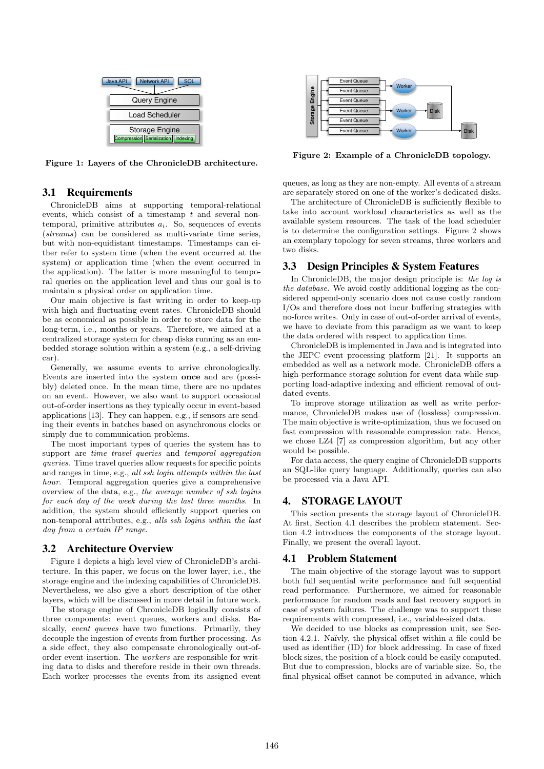Figure 1: Layers of the ChronicleDB architecture.

Figure 2: Example of a ChronicleDB topology.

## 3.1 Requirements

ChronicleDB aims at supporting temporal-relational events, which consist of a timestamp $t$ and several non-temporal, primitive attributes $a_i$. So, sequences of events (*streams*) can be considered as multi-variate time series, but with non-equidistant timestamps. Timestamps can either refer to system time (when the event occurred at the system) or application time (when the event occurred in the application). The latter is more meaningful to temporal queries on the application level and thus our goal is to maintain a physical order on application time.

Our main objective is fast writing in order to keep-up with high and fluctuating event rates. ChronicleDB should be as economical as possible in order to store data for the long-term, i.e., months or years. Therefore, we aimed at a centralized storage system for cheap disks running as an embedded storage solution within a system (e.g., a self-driving car).

Generally, we assume events to arrive chronologically. Events are inserted into the system **once** and are (possibly) deleted once. In the mean time, there are no updates on an event. However, we also want to support occasional out-of-order insertions as they typically occur in event-based applications [13]. They can happen, e.g., if sensors are sending their events in batches based on asynchronous clocks or simply due to communication problems.

The most important types of queries the system has to support are *time travel queries* and *temporal aggregation queries*. Time travel queries allow requests for specific points and ranges in time, e.g., *all ssh login attempts within the last hour*. Temporal aggregation queries give a comprehensive overview of the data, e.g., *the average number of ssh logins for each day of the week during the last three months*. In addition, the system should efficiently support queries on non-temporal attributes, e.g., *alls ssh logins within the last day from a certain IP range*.

## 3.2 Architecture Overview

Figure 1 depicts a high level view of ChronicleDB's architecture. In this paper, we focus on the lower layer, i.e., the storage engine and the indexing capabilities of ChronicleDB. Nevertheless, we also give a short description of the other layers, which will be discussed in more detail in future work.

The storage engine of ChronicleDB logically consists of three components: event queues, workers and disks. Basically, *event queues* have two functions. Primarily, they decouple the ingestion of events from further processing. As a side effect, they also compensate chronologically out-of-order event insertion. The *workers* are responsible for writing data to disks and therefore reside in their own threads. Each worker processes the events from its assigned event queues, as long as they are non-empty. All events of a stream are separately stored on one of the worker's dedicated disks.

The architecture of ChronicleDB is sufficiently flexible to take into account workload characteristics as well as the available system resources. The task of the load scheduler is to determine the configuration settings. Figure 2 shows an exemplary topology for seven streams, three workers and two disks.

## 3.3 Design Principles & System Features

In ChronicleDB, the major design principle is: *the log is the database*. We avoid costly additional logging as the considered append-only scenario does not cause costly random I/Os and therefore does not incur buffering strategies with no-force writes. Only in case of out-of-order arrival of events, we have to deviate from this paradigm as we want to keep the data ordered with respect to application time.

ChronicleDB is implemented in Java and is integrated into the JEPC event processing platform [21]. It supports an embedded as well as a network mode. ChronicleDB offers a high-performance storage solution for event data while supporting load-adaptive indexing and efficient removal of outdated events.

To improve storage utilization as well as write performance, ChronicleDB makes use of (lossless) compression. The main objective is write-optimization, thus we focused on fast compression with reasonable compression rate. Hence, we chose LZ4 [7] as compression algorithm, but any other would be possible.

For data access, the query engine of ChronicleDB supports an SQL-like query language. Additionally, queries can also be processed via a Java API.

# 4. STORAGE LAYOUT

This section presents the storage layout of ChronicleDB. At first, Section 4.1 describes the problem statement. Section 4.2 introduces the components of the storage layout. Finally, we present the overall layout.

## 4.1 Problem Statement

The main objective of the storage layout was to support both full sequential write performance and full sequential read performance. Furthermore, we aimed for reasonable performance for random reads and fast recovery support in case of system failures. The challenge was to support these requirements with compressed, i.e., variable-sized data.

We decided to use blocks as compression unit, see Section 4.2.1. Naïvly, the physical offset within a file could be used as identifier (ID) for block addressing. In case of fixed block sizes, the position of a block could be easily computed. But due to compression, blocks are of variable size. So, the final physical offset cannot be computed in advance, which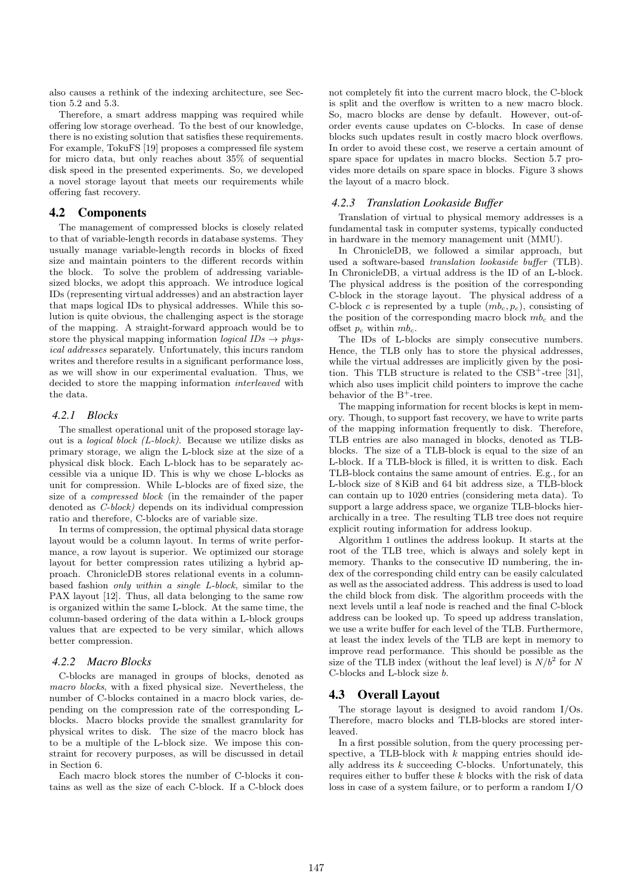also causes a rethink of the indexing architecture, see Section 5.2 and 5.3.

Therefore, a smart address mapping was required while offering low storage overhead. To the best of our knowledge, there is no existing solution that satisfies these requirements. For example, TokuFS [19] proposes a compressed file system for micro data, but only reaches about 35% of sequential disk speed in the presented experiments. So, we developed a novel storage layout that meets our requirements while offering fast recovery.

## 4.2 Components

The management of compressed blocks is closely related to that of variable-length records in database systems. They usually manage variable-length records in blocks of fixed size and maintain pointers to the different records within the block. To solve the problem of addressing variable-sized blocks, we adopt this approach. We introduce logical IDs (representing virtual addresses) and an abstraction layer that maps logical IDs to physical addresses. While this solution is quite obvious, the challenging aspect is the storage of the mapping. A straight-forward approach would be to store the physical mapping information *logical IDs* $\rightarrow$ *physical addresses* separately. Unfortunately, this incurs random writes and therefore results in a significant performance loss, as we will show in our experimental evaluation. Thus, we decided to store the mapping information *interleaved* with the data.

### 4.2.1 Blocks

The smallest operational unit of the proposed storage layout is a *logical block (L-block)*. Because we utilize disks as primary storage, we align the L-block size at the size of a physical disk block. Each L-block has to be separately accessible via a unique ID. This is why we chose L-blocks as unit for compression. While L-blocks are of fixed size, the size of a *compressed block* (in the remainder of the paper denoted as *C-block)* depends on its individual compression ratio and therefore, C-blocks are of variable size.

In terms of compression, the optimal physical data storage layout would be a column layout. In terms of write performance, a row layout is superior. We optimized our storage layout for better compression rates utilizing a hybrid approach. ChronicleDB stores relational events in a column-based fashion *only within a single L-block*, similar to the PAX layout [12]. Thus, all data belonging to the same row is organized within the same L-block. At the same time, the column-based ordering of the data within a L-block groups values that are expected to be very similar, which allows better compression.

### 4.2.2 Macro Blocks

C-blocks are managed in groups of blocks, denoted as *macro blocks*, with a fixed physical size. Nevertheless, the number of C-blocks contained in a macro block varies, depending on the compression rate of the corresponding L-blocks. Macro blocks provide the smallest granularity for physical writes to disk. The size of the macro block has to be a multiple of the L-block size. We impose this constraint for recovery purposes, as will be discussed in detail in Section 6.

Each macro block stores the number of C-blocks it contains as well as the size of each C-block. If a C-block does not completely fit into the current macro block, the C-block is split and the overflow is written to a new macro block. So, macro blocks are dense by default. However, out-of-order events cause updates on C-blocks. In case of dense blocks such updates result in costly macro block overflows. In order to avoid these cost, we reserve a certain amount of spare space for updates in macro blocks. Section 5.7 provides more details on spare space in blocks. Figure 3 shows the layout of a macro block.

### 4.2.3 Translation Lookaside Buffer

Translation of virtual to physical memory addresses is a fundamental task in computer systems, typically conducted in hardware in the memory management unit (MMU).

In ChronicleDB, we followed a similar approach, but used a software-based *translation lookaside buffer* (TLB). In ChronicleDB, a virtual address is the ID of an L-block. The physical address is the position of the corresponding C-block in the storage layout. The physical address of a C-block $c$ is represented by a tuple $(mb_c, p_c)$, consisting of the position of the corresponding macro block $mb_c$ and the offset $p_c$ within $mb_c$.

The IDs of L-blocks are simply consecutive numbers. Hence, the TLB only has to store the physical addresses, while the virtual addresses are implicitly given by the position. This TLB structure is related to the CSB$^+$-tree [31], which also uses implicit child pointers to improve the cache behavior of the B$^+$-tree.

The mapping information for recent blocks is kept in memory. Though, to support fast recovery, we have to write parts of the mapping information frequently to disk. Therefore, TLB entries are also managed in blocks, denoted as TLB-blocks. The size of a TLB-block is equal to the size of an L-block. If a TLB-block is filled, it is written to disk. Each TLB-block contains the same amount of entries. E.g., for an L-block size of 8 KiB and 64 bit address size, a TLB-block can contain up to 1020 entries (considering meta data). To support a large address space, we organize TLB-blocks hierarchically in a tree. The resulting TLB tree does not require explicit routing information for address lookup.

Algorithm 1 outlines the address lookup. It starts at the root of the TLB tree, which is always and solely kept in memory. Thanks to the consecutive ID numbering, the index of the corresponding child entry can be easily calculated as well as the associated address. This address is used to load the child block from disk. The algorithm proceeds with the next levels until a leaf node is reached and the final C-block address can be looked up. To speed up address translation, we use a write buffer for each level of the TLB. Furthermore, at least the index levels of the TLB are kept in memory to improve read performance. This should be possible as the size of the TLB index (without the leaf level) is $N/b^2$ for $N$ C-blocks and L-block size $b$.

## 4.3 Overall Layout

The storage layout is designed to avoid random I/Os. Therefore, macro blocks and TLB-blocks are stored interleaved.

In a first possible solution, from the query processing perspective, a TLB-block with $k$ mapping entries should ideally address its $k$ succeeding C-blocks. Unfortunately, this requires either to buffer these $k$ blocks with the risk of data loss in case of a system failure, or to perform a random I/O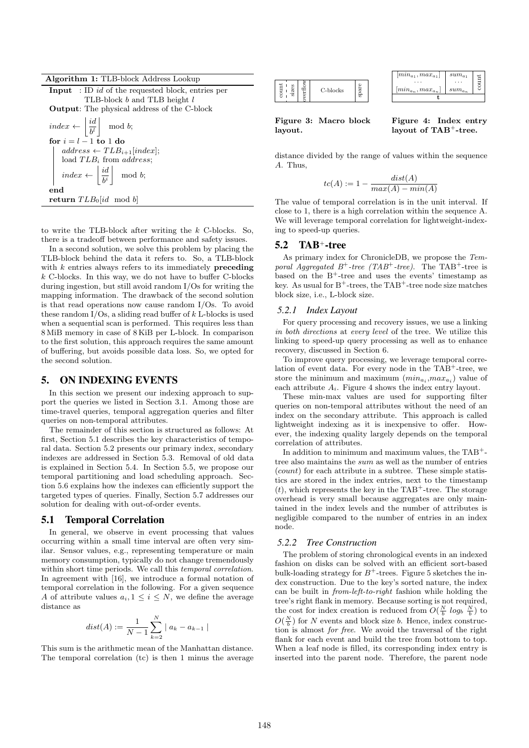**Algorithm 1:** TLB-block Address Lookup

```
Input  : ID id of the requested block, entries per
         TLB-block b and TLB height l
Output: The physical address of the C-block
index ← ⌊id / b^l⌋ mod b;
for i = l − 1 to 1 do
    address ← TLB_{i+1}[index];
    load TLB_i from address;
    index ← ⌊id / b^i⌋ mod b;
end
return TLB_0[id mod b]
```

to write the TLB-block after writing the $k$ C-blocks. So, there is a tradeoff between performance and safety issues.

In a second solution, we solve this problem by placing the TLB-block behind the data it refers to. So, a TLB-block with $k$ entries always refers to its immediately **preceding** $k$ C-blocks. In this way, we do not have to buffer C-blocks during ingestion, but still avoid random I/Os for writing the mapping information. The drawback of the second solution is that read operations now cause random I/Os. To avoid these random I/Os, a sliding read buffer of $k$ L-blocks is used when a sequential scan is performed. This requires less than 8 MiB memory in case of 8 KiB per L-block. In comparison to the first solution, this approach requires the same amount of buffering, but avoids possible data loss. So, we opted for the second solution.

## 5. ON INDEXING EVENTS

In this section we present our indexing approach to support the queries we listed in Section 3.1. Among those are time-travel queries, temporal aggregation queries and filter queries on non-temporal attributes.

The remainder of this section is structured as follows: At first, Section 5.1 describes the key characteristics of temporal data. Section 5.2 presents our primary index, secondary indexes are addressed in Section 5.3. Removal of old data is explained in Section 5.4. In Section 5.5, we propose our temporal partitioning and load scheduling approach. Section 5.6 explains how the indexes can efficiently support the targeted types of queries. Finally, Section 5.7 addresses our solution for dealing with out-of-order events.

### 5.1 Temporal Correlation

In general, we observe in event processing that values occurring within a small time interval are often very similar. Sensor values, e.g., representing temperature or main memory consumption, typically do not change tremendously within short time periods. We call this *temporal correlation*. In agreement with [16], we introduce a formal notation of temporal correlation in the following. For a given sequence $A$ of attribute values $a_i, 1 \leq i \leq N$, we define the average distance as

$$dist(A) := \frac{1}{N-1} \sum_{k=2}^{N} \mid a_k - a_{k-1} \mid$$

This sum is the arithmetic mean of the Manhattan distance. The temporal correlation (tc) is then 1 minus the average distance divided by the range of values within the sequence $A$. Thus,

$$tc(A) := 1 - \frac{dist(A)}{max(A) - min(A)}$$

The value of temporal correlation is in the unit interval. If close to 1, there is a high correlation within the sequence A. We will leverage temporal correlation for lightweight-indexing to speed-up queries.

| count / sizes | overflow | C-blocks | spare |
| --- | --- | --- | --- |

**Figure 3: Macro block layout.**

| | | |
| --- | --- | --- |
| $[min_{a_1}, max_{a_1}]$ ... $[min_{a_n}, max_{a_n}]$ | $sum_{a_1}$ ... $sum_{a_n}$ | count |
| t | | |

**Figure 4: Index entry layout of TAB$^+$-tree.**

### 5.2 TAB$^+$-tree

As primary index for ChronicleDB, we propose the *Temporal Aggregated B$^+$-tree (TAB$^+$-tree)*. The TAB$^+$-tree is based on the B$^+$-tree and uses the events' timestamp as key. As usual for B$^+$-trees, the TAB$^+$-tree node size matches block size, i.e., L-block size.

#### 5.2.1 Index Layout

For query processing and recovery issues, we use a linking *in both directions* at *every level* of the tree. We utilize this linking to speed-up query processing as well as to enhance recovery, discussed in Section 6.

To improve query processing, we leverage temporal correlation of event data. For every node in the TAB$^+$-tree, we store the minimum and maximum ($min_{a_i}$,$max_{a_i}$) value of each attribute $A_i$. Figure 4 shows the index entry layout.

These min-max values are used for supporting filter queries on non-temporal attributes without the need of an index on the secondary attribute. This approach is called lightweight indexing as it is inexpensive to offer. However, the indexing quality largely depends on the temporal correlation of attributes.

In addition to minimum and maximum values, the TAB$^+$-tree also maintains the *sum* as well as the number of entries (*count*) for each attribute in a subtree. These simple statistics are stored in the index entries, next to the timestamp ($t$), which represents the key in the TAB$^+$-tree. The storage overhead is very small because aggregates are only maintained in the index levels and the number of attributes is negligible compared to the number of entries in an index node.

#### 5.2.2 Tree Construction

The problem of storing chronological events in an indexed fashion on disks can be solved with an efficient sort-based bulk-loading strategy for $B^+$-trees. Figure 5 sketches the index construction. Due to the key's sorted nature, the index can be built in *from-left-to-right* fashion while holding the tree's right flank in memory. Because sorting is not required, the cost for index creation is reduced from $O(\frac{N}{b}\ log_b\ \frac{N}{b})$ to $O(\frac{N}{b})$ for $N$ events and block size $b$. Hence, index construction is almost *for free*. We avoid the traversal of the right flank for each event and build the tree from bottom to top. When a leaf node is filled, its corresponding index entry is inserted into the parent node. Therefore, the parent node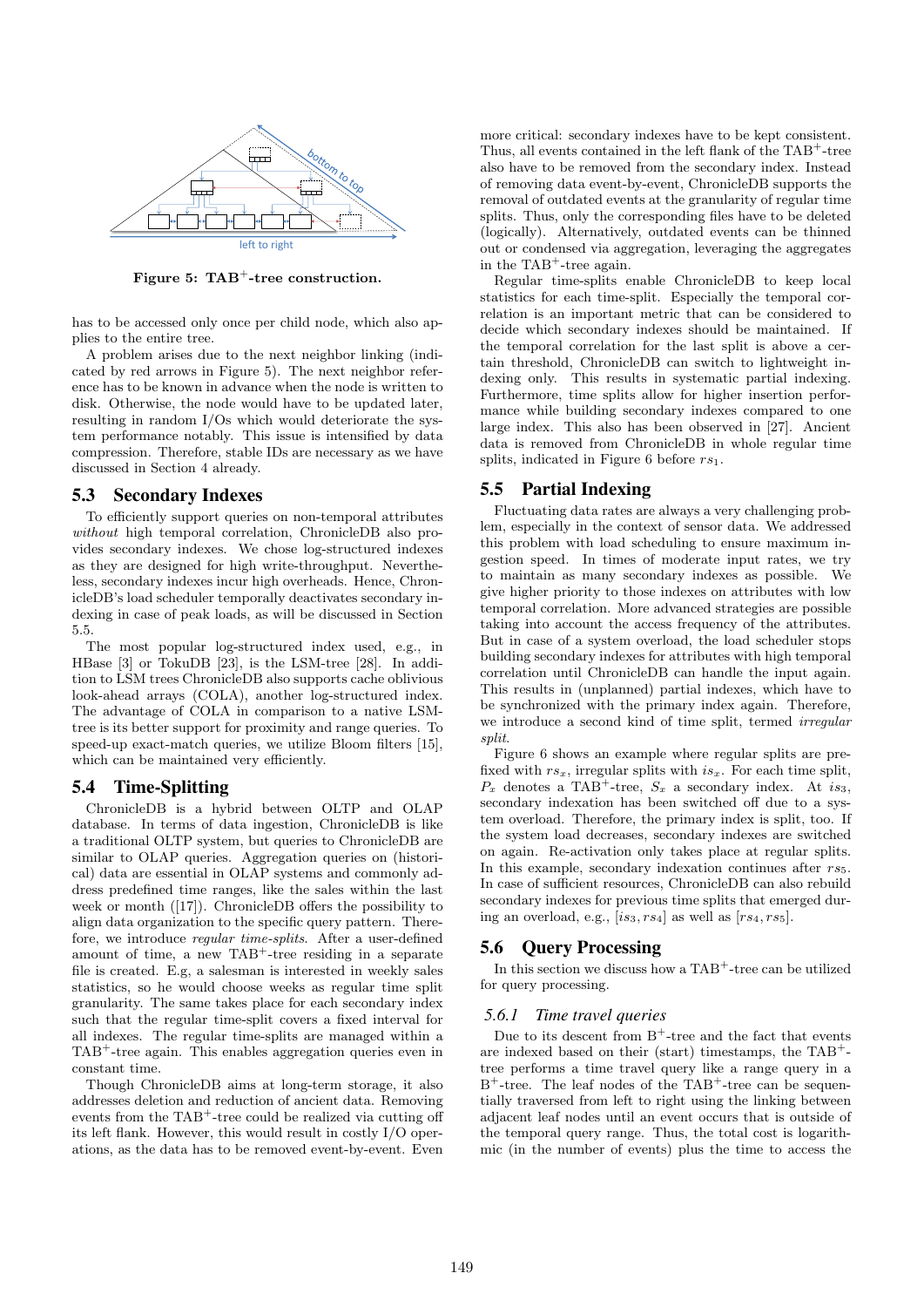Figure 5: TAB$^+$-tree construction.

has to be accessed only once per child node, which also applies to the entire tree.

A problem arises due to the next neighbor linking (indicated by red arrows in Figure 5). The next neighbor reference has to be known in advance when the node is written to disk. Otherwise, the node would have to be updated later, resulting in random I/Os which would deteriorate the system performance notably. This issue is intensified by data compression. Therefore, stable IDs are necessary as we have discussed in Section 4 already.

## 5.3 Secondary Indexes

To efficiently support queries on non-temporal attributes *without* high temporal correlation, ChronicleDB also provides secondary indexes. We chose log-structured indexes as they are designed for high write-throughput. Nevertheless, secondary indexes incur high overheads. Hence, ChronicleDB's load scheduler temporally deactivates secondary indexing in case of peak loads, as will be discussed in Section 5.5.

The most popular log-structured index used, e.g., in HBase [3] or TokuDB [23], is the LSM-tree [28]. In addition to LSM trees ChronicleDB also supports cache oblivious look-ahead arrays (COLA), another log-structured index. The advantage of COLA in comparison to a native LSM-tree is its better support for proximity and range queries. To speed-up exact-match queries, we utilize Bloom filters [15], which can be maintained very efficiently.

## 5.4 Time-Splitting

ChronicleDB is a hybrid between OLTP and OLAP database. In terms of data ingestion, ChronicleDB is like a traditional OLTP system, but queries to ChronicleDB are similar to OLAP queries. Aggregation queries on (historical) data are essential in OLAP systems and commonly address predefined time ranges, like the sales within the last week or month ([17]). ChronicleDB offers the possibility to align data organization to the specific query pattern. Therefore, we introduce *regular time-splits*. After a user-defined amount of time, a new TAB$^+$-tree residing in a separate file is created. E.g, a salesman is interested in weekly sales statistics, so he would choose weeks as regular time split granularity. The same takes place for each secondary index such that the regular time-split covers a fixed interval for all indexes. The regular time-splits are managed within a TAB$^+$-tree again. This enables aggregation queries even in constant time.

Though ChronicleDB aims at long-term storage, it also addresses deletion and reduction of ancient data. Removing events from the TAB$^+$-tree could be realized via cutting off its left flank. However, this would result in costly I/O operations, as the data has to be removed event-by-event. Even more critical: secondary indexes have to be kept consistent. Thus, all events contained in the left flank of the TAB$^+$-tree also have to be removed from the secondary index. Instead of removing data event-by-event, ChronicleDB supports the removal of outdated events at the granularity of regular time splits. Thus, only the corresponding files have to be deleted (logically). Alternatively, outdated events can be thinned out or condensed via aggregation, leveraging the aggregates in the TAB$^+$-tree again.

Regular time-splits enable ChronicleDB to keep local statistics for each time-split. Especially the temporal correlation is an important metric that can be considered to decide which secondary indexes should be maintained. If the temporal correlation for the last split is above a certain threshold, ChronicleDB can switch to lightweight indexing only. This results in systematic partial indexing. Furthermore, time splits allow for higher insertion performance while building secondary indexes compared to one large index. This also has been observed in [27]. Ancient data is removed from ChronicleDB in whole regular time splits, indicated in Figure 6 before $rs_1$.

## 5.5 Partial Indexing

Fluctuating data rates are always a very challenging problem, especially in the context of sensor data. We addressed this problem with load scheduling to ensure maximum ingestion speed. In times of moderate input rates, we try to maintain as many secondary indexes as possible. We give higher priority to those indexes on attributes with low temporal correlation. More advanced strategies are possible taking into account the access frequency of the attributes. But in case of a system overload, the load scheduler stops building secondary indexes for attributes with high temporal correlation until ChronicleDB can handle the input again. This results in (unplanned) partial indexes, which have to be synchronized with the primary index again. Therefore, we introduce a second kind of time split, termed *irregular split*.

Figure 6 shows an example where regular splits are prefixed with $rs_x$, irregular splits with $is_x$. For each time split, $P_x$ denotes a TAB$^+$-tree, $S_x$ a secondary index. At $is_3$, secondary indexation has been switched off due to a system overload. Therefore, the primary index is split, too. If the system load decreases, secondary indexes are switched on again. Re-activation only takes place at regular splits. In this example, secondary indexation continues after $rs_5$. In case of sufficient resources, ChronicleDB can also rebuild secondary indexes for previous time splits that emerged during an overload, e.g., $[is_3, rs_4]$ as well as $[rs_4, rs_5]$.

## 5.6 Query Processing

In this section we discuss how a TAB$^+$-tree can be utilized for query processing.

### 5.6.1 Time travel queries

Due to its descent from B$^+$-tree and the fact that events are indexed based on their (start) timestamps, the TAB$^+$-tree performs a time travel query like a range query in a B$^+$-tree. The leaf nodes of the TAB$^+$-tree can be sequentially traversed from left to right using the linking between adjacent leaf nodes until an event occurs that is outside of the temporal query range. Thus, the total cost is logarithmic (in the number of events) plus the time to access the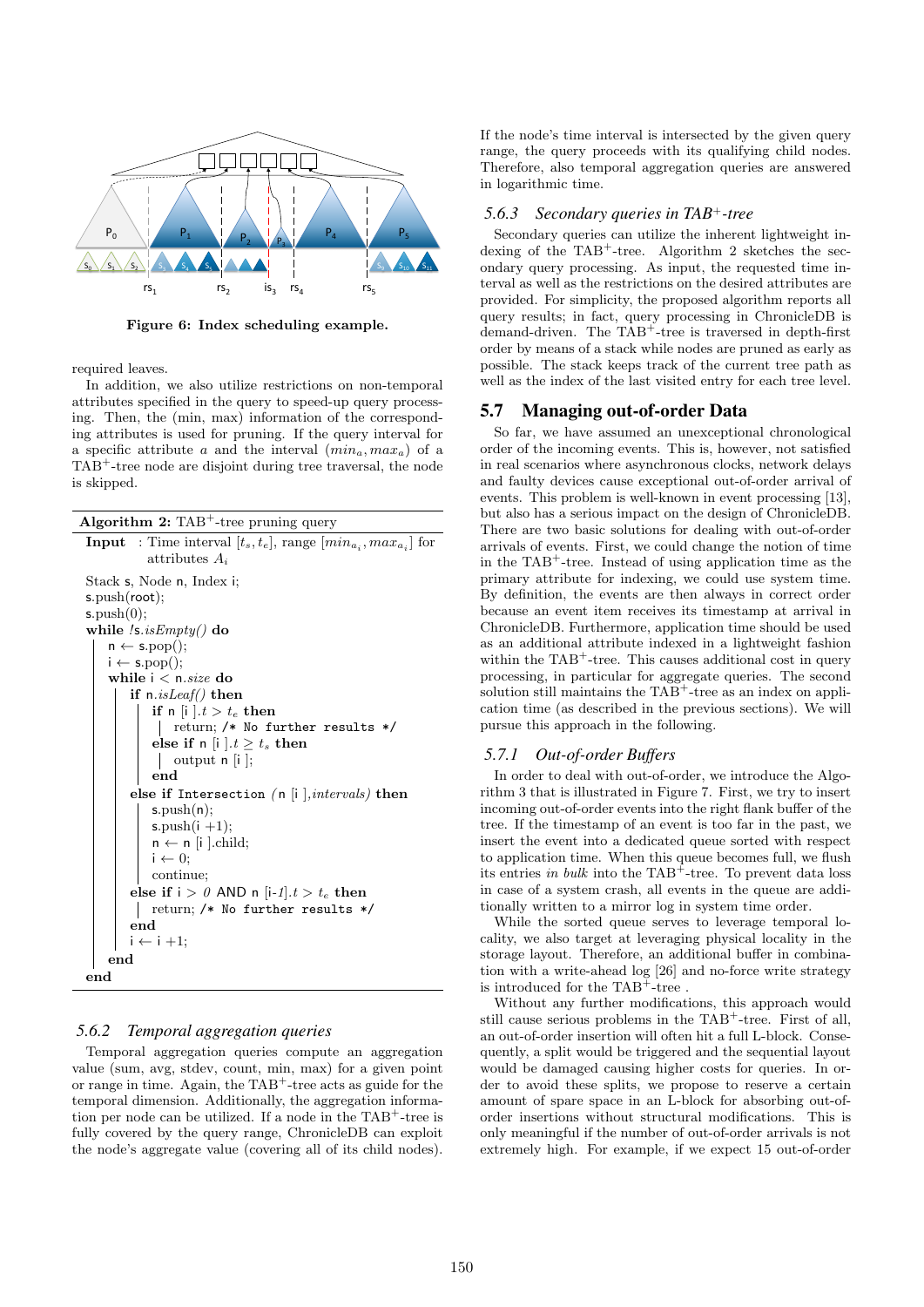Figure 6: Index scheduling example.

required leaves.

In addition, we also utilize restrictions on non-temporal attributes specified in the query to speed-up query processing. Then, the (min, max) information of the corresponding attributes is used for pruning. If the query interval for a specific attribute $a$ and the interval $(min_a, max_a)$ of a TAB$^+$-tree node are disjoint during tree traversal, the node is skipped.

**Algorithm 2:** TAB$^+$-tree pruning query

```
Input  : Time interval [t_s, t_e], range [min_{a_i}, max_{a_i}] for
         attributes A_i
Stack s, Node n, Index i;
s.push(root);
s.push(0);
while !s.isEmpty() do
    n ← s.pop();
    i ← s.pop();
    while i < n.size do
        if n.isLeaf() then
            if n [i ].t > t_e then
                return; /* No further results */
            else if n [i ].t ≥ t_s then
                output n [i ];
            end
        else if Intersection (n [i ],intervals) then
            s.push(n);
            s.push(i +1);
            n ← n [i ].child;
            i ← 0;
            continue;
        else if i > 0 AND n [i-1].t > t_e then
            return; /* No further results */
        end
        i ← i +1;
    end
end
```

### 5.6.2 *Temporal aggregation queries*

Temporal aggregation queries compute an aggregation value (sum, avg, stdev, count, min, max) for a given point or range in time. Again, the TAB$^+$-tree acts as guide for the temporal dimension. Additionally, the aggregation information per node can be utilized. If a node in the TAB$^+$-tree is fully covered by the query range, ChronicleDB can exploit the node's aggregate value (covering all of its child nodes). If the node's time interval is intersected by the given query range, the query proceeds with its qualifying child nodes. Therefore, also temporal aggregation queries are answered in logarithmic time.

### 5.6.3 *Secondary queries in TAB$^+$-tree*

Secondary queries can utilize the inherent lightweight indexing of the TAB$^+$-tree. Algorithm 2 sketches the secondary query processing. As input, the requested time interval as well as the restrictions on the desired attributes are provided. For simplicity, the proposed algorithm reports all query results; in fact, query processing in ChronicleDB is demand-driven. The TAB$^+$-tree is traversed in depth-first order by means of a stack while nodes are pruned as early as possible. The stack keeps track of the current tree path as well as the index of the last visited entry for each tree level.

## 5.7 Managing out-of-order Data

So far, we have assumed an unexceptional chronological order of the incoming events. This is, however, not satisfied in real scenarios where asynchronous clocks, network delays and faulty devices cause exceptional out-of-order arrival of events. This problem is well-known in event processing [13], but also has a serious impact on the design of ChronicleDB. There are two basic solutions for dealing with out-of-order arrivals of events. First, we could change the notion of time in the TAB$^+$-tree. Instead of using application time as the primary attribute for indexing, we could use system time. By definition, the events are then always in correct order because an event item receives its timestamp at arrival in ChronicleDB. Furthermore, application time should be used as an additional attribute indexed in a lightweight fashion within the TAB$^+$-tree. This causes additional cost in query processing, in particular for aggregate queries. The second solution still maintains the TAB$^+$-tree as an index on application time (as described in the previous sections). We will pursue this approach in the following.

### 5.7.1 *Out-of-order Buffers*

In order to deal with out-of-order, we introduce the Algorithm 3 that is illustrated in Figure 7. First, we try to insert incoming out-of-order events into the right flank buffer of the tree. If the timestamp of an event is too far in the past, we insert the event into a dedicated queue sorted with respect to application time. When this queue becomes full, we flush its entries *in bulk* into the TAB$^+$-tree. To prevent data loss in case of a system crash, all events in the queue are additionally written to a mirror log in system time order.

While the sorted queue serves to leverage temporal locality, we also target at leveraging physical locality in the storage layout. Therefore, an additional buffer in combination with a write-ahead log [26] and no-force write strategy is introduced for the TAB$^+$-tree .

Without any further modifications, this approach would still cause serious problems in the TAB$^+$-tree. First of all, an out-of-order insertion will often hit a full L-block. Consequently, a split would be triggered and the sequential layout would be damaged causing higher costs for queries. In order to avoid these splits, we propose to reserve a certain amount of spare space in an L-block for absorbing out-of-order insertions without structural modifications. This is only meaningful if the number of out-of-order arrivals is not extremely high. For example, if we expect 15 out-of-order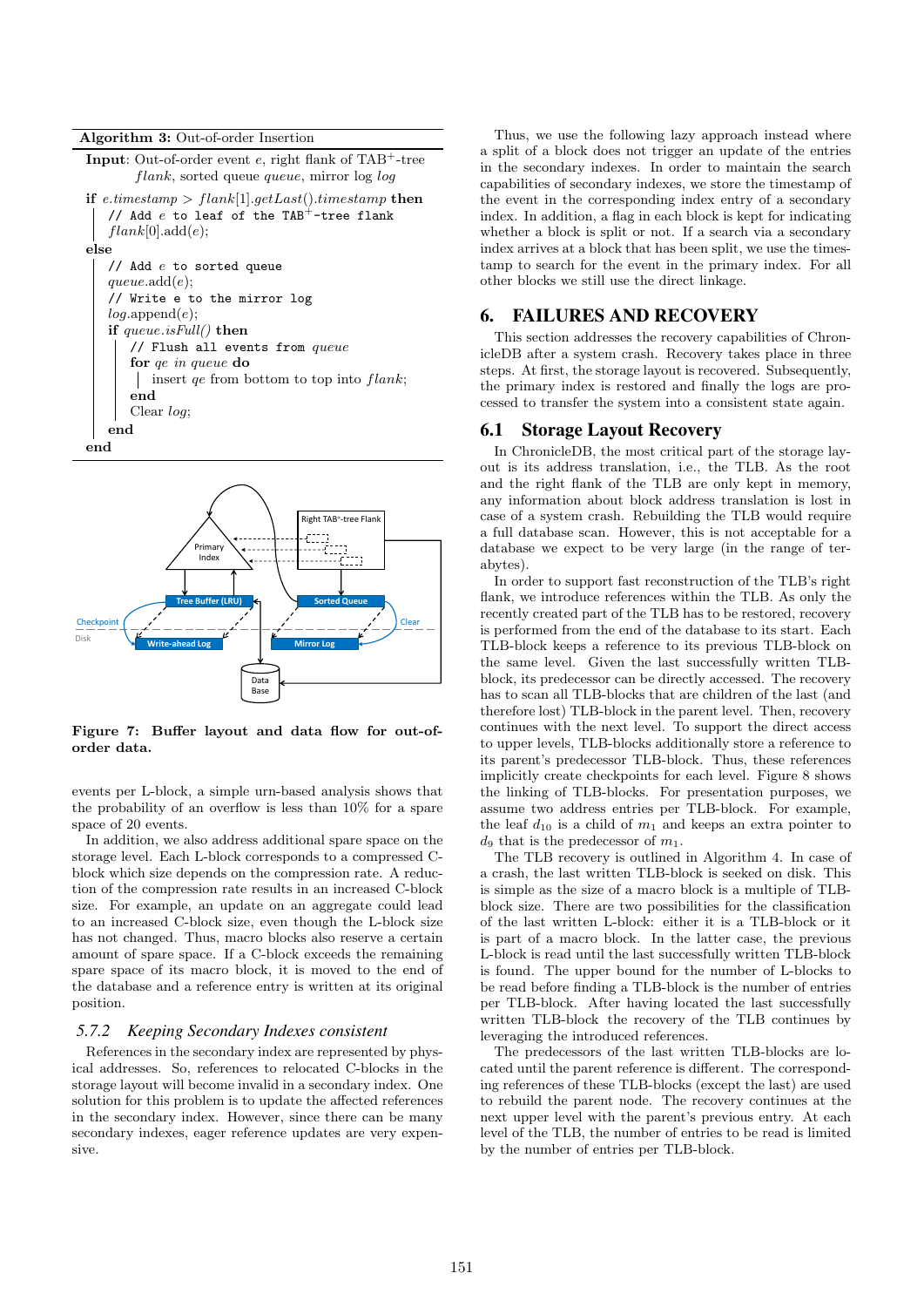**Algorithm 3:** Out-of-order Insertion

```
Input: Out-of-order event e, right flank of TAB+-tree
       flank, sorted queue queue, mirror log log

if e.timestamp > flank[1].getLast().timestamp then
    // Add e to leaf of the TAB+-tree flank
    flank[0].add(e);
else
    // Add e to sorted queue
    queue.add(e);
    // Write e to the mirror log
    log.append(e);
    if queue.isFull() then
        // Flush all events from queue
        for qe in queue do
            insert qe from bottom to top into flank;
        end
        Clear log;
    end
end
```

**Figure 7: Buffer layout and data flow for out-of-order data.**

events per L-block, a simple urn-based analysis shows that the probability of an overflow is less than 10% for a spare space of 20 events.

In addition, we also address additional spare space on the storage level. Each L-block corresponds to a compressed C-block which size depends on the compression rate. A reduction of the compression rate results in an increased C-block size. For example, an update on an aggregate could lead to an increased C-block size, even though the L-block size has not changed. Thus, macro blocks also reserve a certain amount of spare space. If a C-block exceeds the remaining spare space of its macro block, it is moved to the end of the database and a reference entry is written at its original position.

### 5.7.2 Keeping Secondary Indexes consistent

References in the secondary index are represented by physical addresses. So, references to relocated C-blocks in the storage layout will become invalid in a secondary index. One solution for this problem is to update the affected references in the secondary index. However, since there can be many secondary indexes, eager reference updates are very expensive.

Thus, we use the following lazy approach instead where a split of a block does not trigger an update of the entries in the secondary indexes. In order to maintain the search capabilities of secondary indexes, we store the timestamp of the event in the corresponding index entry of a secondary index. In addition, a flag in each block is kept for indicating whether a block is split or not. If a search via a secondary index arrives at a block that has been split, we use the timestamp to search for the event in the primary index. For all other blocks we still use the direct linkage.

## 6. FAILURES AND RECOVERY

This section addresses the recovery capabilities of ChronicleDB after a system crash. Recovery takes place in three steps. At first, the storage layout is recovered. Subsequently, the primary index is restored and finally the logs are processed to transfer the system into a consistent state again.

### 6.1 Storage Layout Recovery

In ChronicleDB, the most critical part of the storage layout is its address translation, i.e., the TLB. As the root and the right flank of the TLB are only kept in memory, any information about block address translation is lost in case of a system crash. Rebuilding the TLB would require a full database scan. However, this is not acceptable for a database we expect to be very large (in the range of terabytes).

In order to support fast reconstruction of the TLB's right flank, we introduce references within the TLB. As only the recently created part of the TLB has to be restored, recovery is performed from the end of the database to its start. Each TLB-block keeps a reference to its previous TLB-block on the same level. Given the last successfully written TLB-block, its predecessor can be directly accessed. The recovery has to scan all TLB-blocks that are children of the last (and therefore lost) TLB-block in the parent level. Then, recovery continues with the next level. To support the direct access to upper levels, TLB-blocks additionally store a reference to its parent's predecessor TLB-block. Thus, these references implicitly create checkpoints for each level. Figure 8 shows the linking of TLB-blocks. For presentation purposes, we assume two address entries per TLB-block. For example, the leaf $d_{10}$ is a child of $m_1$ and keeps an extra pointer to $d_9$ that is the predecessor of $m_1$.

The TLB recovery is outlined in Algorithm 4. In case of a crash, the last written TLB-block is seeked on disk. This is simple as the size of a macro block is a multiple of TLB-block size. There are two possibilities for the classification of the last written L-block: either it is a TLB-block or it is part of a macro block. In the latter case, the previous L-block is read until the last successfully written TLB-block is found. The upper bound for the number of L-blocks to be read before finding a TLB-block is the number of entries per TLB-block. After having located the last successfully written TLB-block the recovery of the TLB continues by leveraging the introduced references.

The predecessors of the last written TLB-blocks are located until the parent reference is different. The corresponding references of these TLB-blocks (except the last) are used to rebuild the parent node. The recovery continues at the next upper level with the parent's previous entry. At each level of the TLB, the number of entries to be read is limited by the number of entries per TLB-block.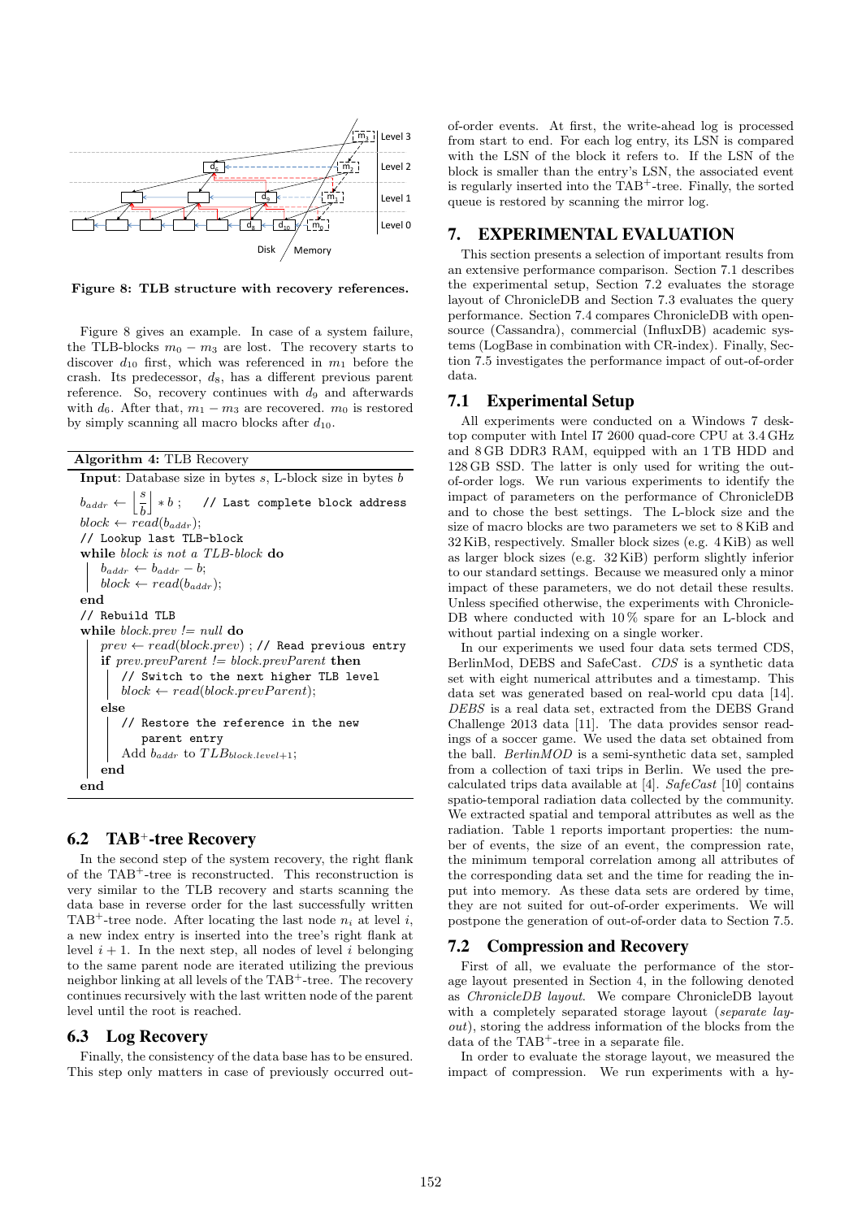Figure 8: TLB structure with recovery references.

Figure 8 gives an example. In case of a system failure, the TLB-blocks $m_0 - m_3$ are lost. The recovery starts to discover $d_{10}$ first, which was referenced in $m_1$ before the crash. Its predecessor, $d_8$, has a different previous parent reference. So, recovery continues with $d_9$ and afterwards with $d_6$. After that, $m_1 - m_3$ are recovered. $m_0$ is restored by simply scanning all macro blocks after $d_{10}$.

**Algorithm 4:** TLB Recovery

```
Input: Database size in bytes s, L-block size in bytes b
b_addr ← ⌊s/b⌋ * b ;   // Last complete block address
block ← read(b_addr);
// Lookup last TLB-block
while block is not a TLB-block do
    b_addr ← b_addr − b;
    block ← read(b_addr);
end
// Rebuild TLB
while block.prev != null do
    prev ← read(block.prev) ; // Read previous entry
    if prev.prevParent != block.prevParent then
        // Switch to the next higher TLB level
        block ← read(block.prevParent);
    else
        // Restore the reference in the new
            parent entry
        Add b_addr to TLB_{block.level+1};
    end
end
```

## 6.2 TAB+-tree Recovery

In the second step of the system recovery, the right flank of the TAB+-tree is reconstructed. This reconstruction is very similar to the TLB recovery and starts scanning the data base in reverse order for the last successfully written TAB+-tree node. After locating the last node $n_i$ at level $i$, a new index entry is inserted into the tree's right flank at level $i + 1$. In the next step, all nodes of level $i$ belonging to the same parent node are iterated utilizing the previous neighbor linking at all levels of the TAB+-tree. The recovery continues recursively with the last written node of the parent level until the root is reached.

## 6.3 Log Recovery

Finally, the consistency of the data base has to be ensured. This step only matters in case of previously occurred out-of-order events. At first, the write-ahead log is processed from start to end. For each log entry, its LSN is compared with the LSN of the block it refers to. If the LSN of the block is smaller than the entry's LSN, the associated event is regularly inserted into the TAB+-tree. Finally, the sorted queue is restored by scanning the mirror log.

# 7. EXPERIMENTAL EVALUATION

This section presents a selection of important results from an extensive performance comparison. Section 7.1 describes the experimental setup, Section 7.2 evaluates the storage layout of ChronicleDB and Section 7.3 evaluates the query performance. Section 7.4 compares ChronicleDB with open-source (Cassandra), commercial (InfluxDB) academic systems (LogBase in combination with CR-index). Finally, Section 7.5 investigates the performance impact of out-of-order data.

## 7.1 Experimental Setup

All experiments were conducted on a Windows 7 desktop computer with Intel I7 2600 quad-core CPU at 3.4 GHz and 8 GB DDR3 RAM, equipped with an 1 TB HDD and 128 GB SSD. The latter is only used for writing the out-of-order logs. We run various experiments to identify the impact of parameters on the performance of ChronicleDB and to chose the best settings. The L-block size and the size of macro blocks are two parameters we set to 8 KiB and 32 KiB, respectively. Smaller block sizes (e.g. 4 KiB) as well as larger block sizes (e.g. 32 KiB) perform slightly inferior to our standard settings. Because we measured only a minor impact of these parameters, we do not detail these results. Unless specified otherwise, the experiments with ChronicleDB where conducted with 10 % spare for an L-block and without partial indexing on a single worker.

In our experiments we used four data sets termed CDS, BerlinMod, DEBS and SafeCast. *CDS* is a synthetic data set with eight numerical attributes and a timestamp. This data set was generated based on real-world cpu data [14]. *DEBS* is a real data set, extracted from the DEBS Grand Challenge 2013 data [11]. The data provides sensor readings of a soccer game. We used the data set obtained from the ball. *BerlinMOD* is a semi-synthetic data set, sampled from a collection of taxi trips in Berlin. We used the pre-calculated trips data available at [4]. *SafeCast* [10] contains spatio-temporal radiation data collected by the community. We extracted spatial and temporal attributes as well as the radiation. Table 1 reports important properties: the number of events, the size of an event, the compression rate, the minimum temporal correlation among all attributes of the corresponding data set and the time for reading the input into memory. As these data sets are ordered by time, they are not suited for out-of-order experiments. We will postpone the generation of out-of-order data to Section 7.5.

## 7.2 Compression and Recovery

First of all, we evaluate the performance of the storage layout presented in Section 4, in the following denoted as *ChronicleDB layout*. We compare ChronicleDB layout with a completely separated storage layout (*separate layout*), storing the address information of the blocks from the data of the TAB+-tree in a separate file.

In order to evaluate the storage layout, we measured the impact of compression. We run experiments with a hy-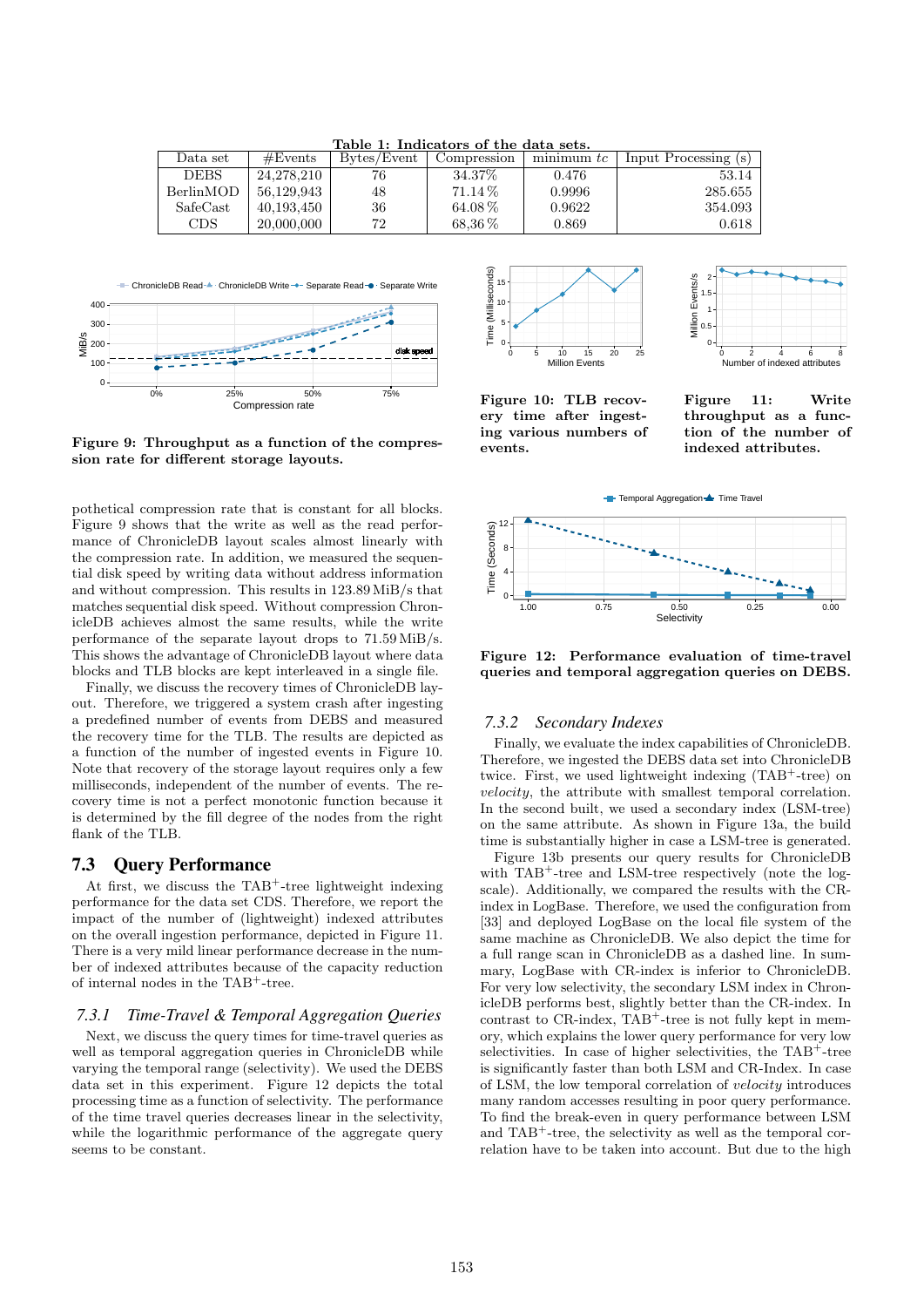**Table 1: Indicators of the data sets.**

| Data set | #Events | Bytes/Event | Compression | minimum *tc* | Input Processing (s) |
|---|---|---|---|---|---|
| DEBS | 24,278,210 | 76 | 34.37% | 0.476 | 53.14 |
| BerlinMOD | 56,129,943 | 48 | 71.14 % | 0.9996 | 285.655 |
| SafeCast | 40,193,450 | 36 | 64.08 % | 0.9622 | 354.093 |
| CDS | 20,000,000 | 72 | 68,36 % | 0.869 | 0.618 |

**Figure 9: Throughput as a function of the compression rate for different storage layouts.**

**Figure 10: TLB recovery time after ingesting various numbers of events.**

**Figure 11: Write throughput as a function of the number of indexed attributes.**

**Figure 12: Performance evaluation of time-travel queries and temporal aggregation queries on DEBS.**

pothetical compression rate that is constant for all blocks. Figure 9 shows that the write as well as the read performance of ChronicleDB layout scales almost linearly with the compression rate. In addition, we measured the sequential disk speed by writing data without address information and without compression. This results in 123.89 MiB/s that matches sequential disk speed. Without compression ChronicleDB achieves almost the same results, while the write performance of the separate layout drops to 71.59 MiB/s. This shows the advantage of ChronicleDB layout where data blocks and TLB blocks are kept interleaved in a single file.

Finally, we discuss the recovery times of ChronicleDB layout. Therefore, we triggered a system crash after ingesting a predefined number of events from DEBS and measured the recovery time for the TLB. The results are depicted as a function of the number of ingested events in Figure 10. Note that recovery of the storage layout requires only a few milliseconds, independent of the number of events. The recovery time is not a perfect monotonic function because it is determined by the fill degree of the nodes from the right flank of the TLB.

## 7.3 Query Performance

At first, we discuss the TAB$^+$-tree lightweight indexing performance for the data set CDS. Therefore, we report the impact of the number of (lightweight) indexed attributes on the overall ingestion performance, depicted in Figure 11. There is a very mild linear performance decrease in the number of indexed attributes because of the capacity reduction of internal nodes in the TAB$^+$-tree.

### 7.3.1 Time-Travel & Temporal Aggregation Queries

Next, we discuss the query times for time-travel queries as well as temporal aggregation queries in ChronicleDB while varying the temporal range (selectivity). We used the DEBS data set in this experiment. Figure 12 depicts the total processing time as a function of selectivity. The performance of the time travel queries decreases linear in the selectivity, while the logarithmic performance of the aggregate query seems to be constant.

### 7.3.2 Secondary Indexes

Finally, we evaluate the index capabilities of ChronicleDB. Therefore, we ingested the DEBS data set into ChronicleDB twice. First, we used lightweight indexing (TAB$^+$-tree) on *velocity*, the attribute with smallest temporal correlation. In the second built, we used a secondary index (LSM-tree) on the same attribute. As shown in Figure 13a, the build time is substantially higher in case a LSM-tree is generated.

Figure 13b presents our query results for ChronicleDB with TAB$^+$-tree and LSM-tree respectively (note the log-scale). Additionally, we compared the results with the CR-index in LogBase. Therefore, we used the configuration from [33] and deployed LogBase on the local file system of the same machine as ChronicleDB. We also depict the time for a full range scan in ChronicleDB as a dashed line. In summary, LogBase with CR-index is inferior to ChronicleDB. For very low selectivity, the secondary LSM index in ChronicleDB performs best, slightly better than the CR-index. In contrast to CR-index, TAB$^+$-tree is not fully kept in memory, which explains the lower query performance for very low selectivities. In case of higher selectivities, the TAB$^+$-tree is significantly faster than both LSM and CR-Index. In case of LSM, the low temporal correlation of *velocity* introduces many random accesses resulting in poor query performance. To find the break-even in query performance between LSM and TAB$^+$-tree, the selectivity as well as the temporal correlation have to be taken into account. But due to the high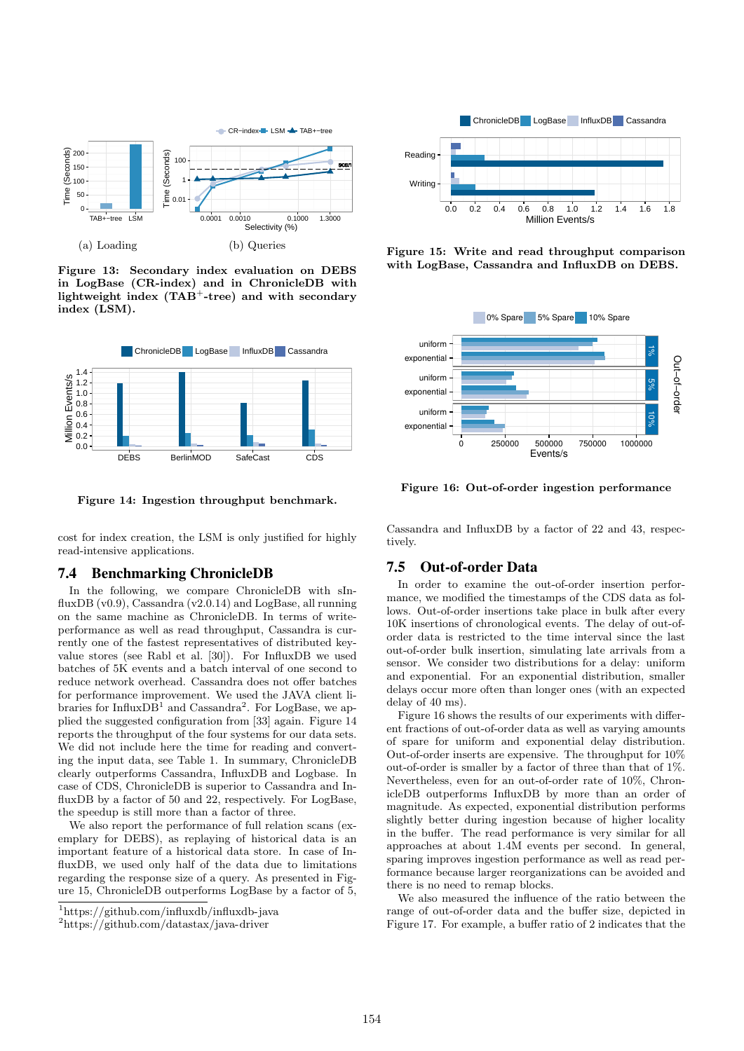(a) Loading (b) Queries

**Figure 13: Secondary index evaluation on DEBS in LogBase (CR-index) and in ChronicleDB with lightweight index (TAB$^+$-tree) and with secondary index (LSM).**

**Figure 14: Ingestion throughput benchmark.**

cost for index creation, the LSM is only justified for highly read-intensive applications.

## 7.4 Benchmarking ChronicleDB

In the following, we compare ChronicleDB with sInfluxDB (v0.9), Cassandra (v2.0.14) and LogBase, all running on the same machine as ChronicleDB. In terms of write-performance as well as read throughput, Cassandra is currently one of the fastest representatives of distributed key-value stores (see Rabl et al. [30]). For InfluxDB we used batches of 5K events and a batch interval of one second to reduce network overhead. Cassandra does not offer batches for performance improvement. We used the JAVA client libraries for InfluxDB[1] and Cassandra[2]. For LogBase, we applied the suggested configuration from [33] again. Figure 14 reports the throughput of the four systems for our data sets. We did not include here the time for reading and converting the input data, see Table 1. In summary, ChronicleDB clearly outperforms Cassandra, InfluxDB and Logbase. In case of CDS, ChronicleDB is superior to Cassandra and InfluxDB by a factor of 50 and 22, respectively. For LogBase, the speedup is still more than a factor of three.

We also report the performance of full relation scans (exemplary for DEBS), as replaying of historical data is an important feature of a historical data store. In case of InfluxDB, we used only half of the data due to limitations regarding the response size of a query. As presented in Figure 15, ChronicleDB outperforms LogBase by a factor of 5, Cassandra and InfluxDB by a factor of 22 and 43, respectively.

[1]https://github.com/influxdb/influxdb-java
[2]https://github.com/datastax/java-driver

**Figure 15: Write and read throughput comparison with LogBase, Cassandra and InfluxDB on DEBS.**

**Figure 16: Out-of-order ingestion performance**

## 7.5 Out-of-order Data

In order to examine the out-of-order insertion performance, we modified the timestamps of the CDS data as follows. Out-of-order insertions take place in bulk after every 10K insertions of chronological events. The delay of out-of-order data is restricted to the time interval since the last out-of-order bulk insertion, simulating late arrivals from a sensor. We consider two distributions for a delay: uniform and exponential. For an exponential distribution, smaller delays occur more often than longer ones (with an expected delay of 40 ms).

Figure 16 shows the results of our experiments with different fractions of out-of-order data as well as varying amounts of spare for uniform and exponential delay distribution. Out-of-order inserts are expensive. The throughput for 10% out-of-order data is smaller by a factor of three than that of 1%. Nevertheless, even for an out-of-order rate of 10%, ChronicleDB outperforms InfluxDB by more than an order of magnitude. As expected, exponential distribution performs slightly better during ingestion because of higher locality in the buffer. The read performance is very similar for all approaches at about 1.4M events per second. In general, sparing improves ingestion performance as well as read performance because larger reorganizations can be avoided and there is no need to remap blocks.

We also measured the influence of the ratio between the range of out-of-order data and the buffer size, depicted in Figure 17. For example, a buffer ratio of 2 indicates that the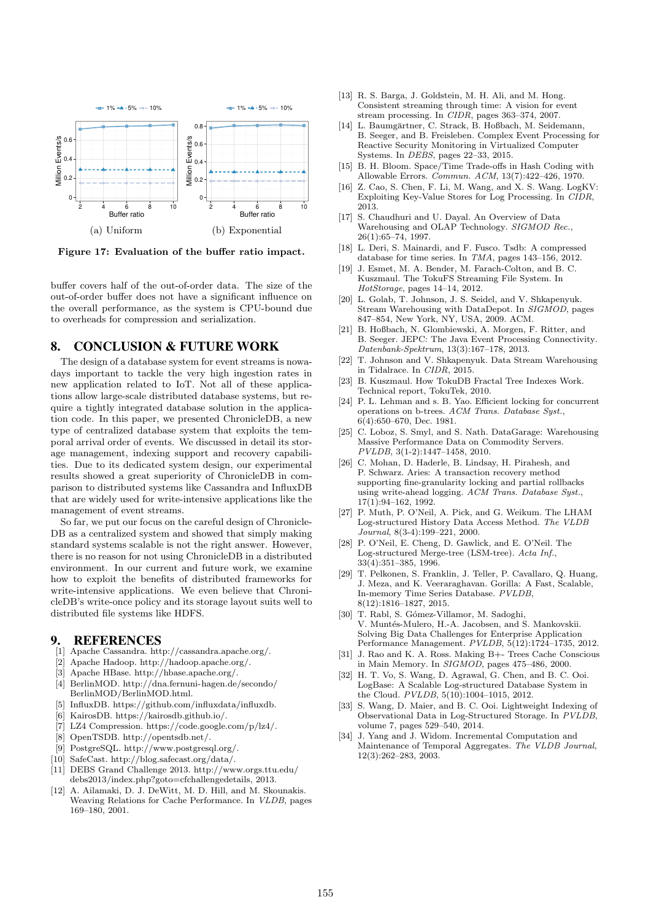1% 5% 10%

Million Events/s

0.6
0.4
0.2
0

2 4 6 8 10

Buffer ratio

(a) Uniform

1% 5% 10%

Million Events/s

0.8
0.6
0.4
0.2
0

2 4 6 8 10

Buffer ratio

(b) Exponential

**Figure 17: Evaluation of the buffer ratio impact.**

buffer covers half of the out-of-order data. The size of the out-of-order buffer does not have a significant influence on the overall performance, as the system is CPU-bound due to overheads for compression and serialization.

## 8. CONCLUSION & FUTURE WORK

The design of a database system for event streams is nowadays important to tackle the very high ingestion rates in new application related to IoT. Not all of these applications allow large-scale distributed database systems, but require a tightly integrated database solution in the application code. In this paper, we presented ChronicleDB, a new type of centralized database system that exploits the temporal arrival order of events. We discussed in detail its storage management, indexing support and recovery capabilities. Due to its dedicated system design, our experimental results showed a great superiority of ChronicleDB in comparison to distributed systems like Cassandra and InfluxDB that are widely used for write-intensive applications like the management of event streams.

So far, we put our focus on the careful design of ChronicleDB as a centralized system and showed that simply making standard systems scalable is not the right answer. However, there is no reason for not using ChronicleDB in a distributed environment. In our current and future work, we examine how to exploit the benefits of distributed frameworks for write-intensive applications. We even believe that ChronicleDB's write-once policy and its storage layout suits well to distributed file systems like HDFS.

## 9. REFERENCES

[1] Apache Cassandra. http://cassandra.apache.org/.

[2] Apache Hadoop. http://hadoop.apache.org/.

[3] Apache HBase. http://hbase.apache.org/.

[4] BerlinMOD. http://dna.fernuni-hagen.de/secondo/BerlinMOD/BerlinMOD.html.

[5] InfluxDB. https://github.com/influxdata/influxdb.

[6] KairosDB. https://kairosdb.github.io/.

[7] LZ4 Compression. https://code.google.com/p/lz4/.

[8] OpenTSDB. http://opentsdb.net/.

[9] PostgreSQL. http://www.postgresql.org/.

[10] SafeCast. http://blog.safecast.org/data/.

[11] DEBS Grand Challenge 2013. http://www.orgs.ttu.edu/debs2013/index.php?goto=cfchallengedetails, 2013.

[12] A. Ailamaki, D. J. DeWitt, M. D. Hill, and M. Skounakis. Weaving Relations for Cache Performance. In *VLDB*, pages 169–180, 2001.

[13] R. S. Barga, J. Goldstein, M. H. Ali, and M. Hong. Consistent streaming through time: A vision for event stream processing. In *CIDR*, pages 363–374, 2007.

[14] L. Baumgärtner, C. Strack, B. Hoßbach, M. Seidemann, B. Seeger, and B. Freisleben. Complex Event Processing for Reactive Security Monitoring in Virtualized Computer Systems. In *DEBS*, pages 22–33, 2015.

[15] B. H. Bloom. Space/Time Trade-offs in Hash Coding with Allowable Errors. *Commun. ACM*, 13(7):422–426, 1970.

[16] Z. Cao, S. Chen, F. Li, M. Wang, and X. S. Wang. LogKV: Exploiting Key-Value Stores for Log Processing. In *CIDR*, 2013.

[17] S. Chaudhuri and U. Dayal. An Overview of Data Warehousing and OLAP Technology. *SIGMOD Rec.*, 26(1):65–74, 1997.

[18] L. Deri, S. Mainardi, and F. Fusco. Tsdb: A compressed database for time series. In *TMA*, pages 143–156, 2012.

[19] J. Esmet, M. A. Bender, M. Farach-Colton, and B. C. Kuszmaul. The TokuFS Streaming File System. In *HotStorage*, pages 14–14, 2012.

[20] L. Golab, T. Johnson, J. S. Seidel, and V. Shkapenyuk. Stream Warehousing with DataDepot. In *SIGMOD*, pages 847–854, New York, NY, USA, 2009. ACM.

[21] B. Hoßbach, N. Glombiewski, A. Morgen, F. Ritter, and B. Seeger. JEPC: The Java Event Processing Connectivity. *Datenbank-Spektrum*, 13(3):167–178, 2013.

[22] T. Johnson and V. Shkapenyuk. Data Stream Warehousing in Tidalrace. In *CIDR*, 2015.

[23] B. Kuszmaul. How TokuDB Fractal Tree Indexes Work. Technical report, TokuTek, 2010.

[24] P. L. Lehman and s. B. Yao. Efficient locking for concurrent operations on b-trees. *ACM Trans. Database Syst.*, 6(4):650–670, Dec. 1981.

[25] C. Loboz, S. Smyl, and S. Nath. DataGarage: Warehousing Massive Performance Data on Commodity Servers. *PVLDB*, 3(1-2):1447–1458, 2010.

[26] C. Mohan, D. Haderle, B. Lindsay, H. Pirahesh, and P. Schwarz. Aries: A transaction recovery method supporting fine-granularity locking and partial rollbacks using write-ahead logging. *ACM Trans. Database Syst.*, 17(1):94–162, 1992.

[27] P. Muth, P. O'Neil, A. Pick, and G. Weikum. The LHAM Log-structured History Data Access Method. *The VLDB Journal*, 8(3-4):199–221, 2000.

[28] P. O'Neil, E. Cheng, D. Gawlick, and E. O'Neil. The Log-structured Merge-tree (LSM-tree). *Acta Inf.*, 33(4):351–385, 1996.

[29] T. Pelkonen, S. Franklin, J. Teller, P. Cavallaro, Q. Huang, J. Meza, and K. Veeraraghavan. Gorilla: A Fast, Scalable, In-memory Time Series Database. *PVLDB*, 8(12):1816–1827, 2015.

[30] T. Rabl, S. Gómez-Villamor, M. Sadoghi, V. Muntés-Mulero, H.-A. Jacobsen, and S. Mankovskii. Solving Big Data Challenges for Enterprise Application Performance Management. *PVLDB*, 5(12):1724–1735, 2012.

[31] J. Rao and K. A. Ross. Making B+- Trees Cache Conscious in Main Memory. In *SIGMOD*, pages 475–486, 2000.

[32] H. T. Vo, S. Wang, D. Agrawal, G. Chen, and B. C. Ooi. LogBase: A Scalable Log-structured Database System in the Cloud. *PVLDB*, 5(10):1004–1015, 2012.

[33] S. Wang, D. Maier, and B. C. Ooi. Lightweight Indexing of Observational Data in Log-Structured Storage. In *PVLDB*, volume 7, pages 529–540, 2014.

[34] J. Yang and J. Widom. Incremental Computation and Maintenance of Temporal Aggregates. *The VLDB Journal*, 12(3):262–283, 2003.